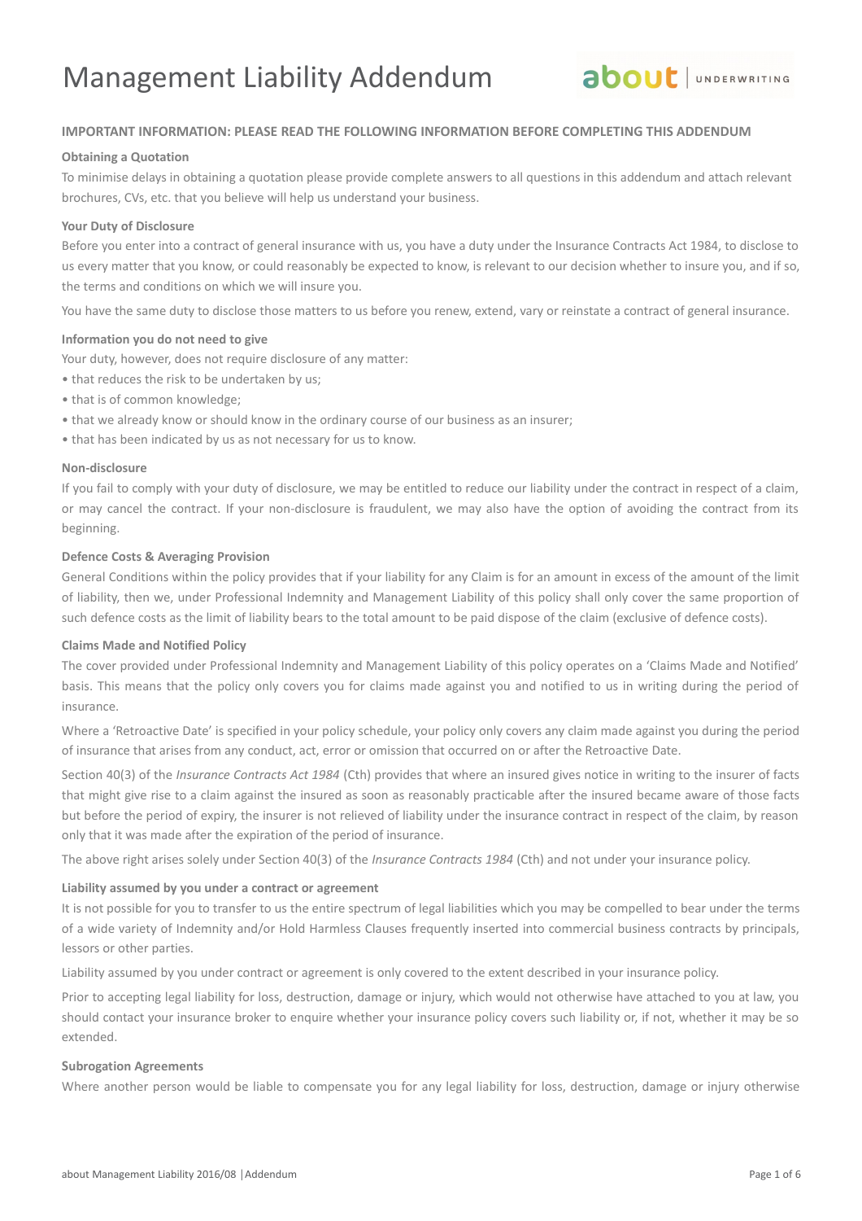# Management Liability Addendum

**IMPORTANT INFORMATION: PLEASE READ THE FOLLOWING INFORMATION BEFORE COMPLETING THIS ADDENDUM**

**Obtaining a Quotation**

To minimise delays in obtaining a quotation please provide complete answers to all questions in this addendum and attach relevant brochures, CVs, etc. that you believe will help us understand your business.

**Your Duty of Disclosure**

Before you enter into a contract of general insurance with us, you have a duty under the Insurance Contracts Act 1984, to disclose to us every matter that you know, or could reasonably be expected to know, is relevant to our decision whether to insure you, and if so, the terms and conditions on which we will insure you.

You have the same duty to disclose those matters to us before you renew, extend, vary or reinstate a contract of general insurance.

**Information you do not need to give**

Your duty, however, does not require disclosure of any matter:

- that reduces the risk to be undertaken by us;
- that is of common knowledge;
- that we already know or should know in the ordinary course of our business as an insurer;
- that has been indicated by us as not necessary for us to know.

**Non-disclosure**

If you fail to comply with your duty of disclosure, we may be entitled to reduce our liability under the contract in respect of a claim, or may cancel the contract. If your non-disclosure is fraudulent, we may also have the option of avoiding the contract from its beginning.

**Defence Costs & Averaging Provision**

General Conditions within the policy provides that if your liability for any Claim is for an amount in excess of the amount of the limit of liability, then we, under Professional Indemnity and Management Liability of this policy shall only cover the same proportion of such defence costs as the limit of liability bears to the total amount to be paid dispose of the claim (exclusive of defence costs).

**Claims Made and Notified Policy**

The cover provided under Professional Indemnity and Management Liability of this policy operates on a 'Claims Made and Notified' basis. This means that the policy only covers you for claims made against you and notified to us in writing during the period of insurance.

Where a 'Retroactive Date' is specified in your policy schedule, your policy only covers any claim made against you during the period of insurance that arises from any conduct, act, error or omission that occurred on or after the Retroactive Date.

Section 40(3) of the *Insurance Contracts Act 1984* (Cth) provides that where an insured gives notice in writing to the insurer of facts that might give rise to a claim against the insured as soon as reasonably practicable after the insured became aware of those facts but before the period of expiry, the insurer is not relieved of liability under the insurance contract in respect of the claim, by reason only that it was made after the expiration of the period of insurance.

The above right arises solely under Section 40(3) of the *Insurance Contracts 1984* (Cth) and not under your insurance policy.

**Liability assumed by you under a contract or agreement**

It is not possible for you to transfer to us the entire spectrum of legal liabilities which you may be compelled to bear under the terms of a wide variety of Indemnity and/or Hold Harmless Clauses frequently inserted into commercial business contracts by principals, lessors or other parties.

Liability assumed by you under contract or agreement is only covered to the extent described in your insurance policy.

Prior to accepting legal liability for loss, destruction, damage or injury, which would not otherwise have attached to you at law, you should contact your insurance broker to enquire whether your insurance policy covers such liability or, if not, whether it may be so extended.

**Subrogation Agreements**

Where another person would be liable to compensate you for any legal liability for loss, destruction, damage or injury otherwise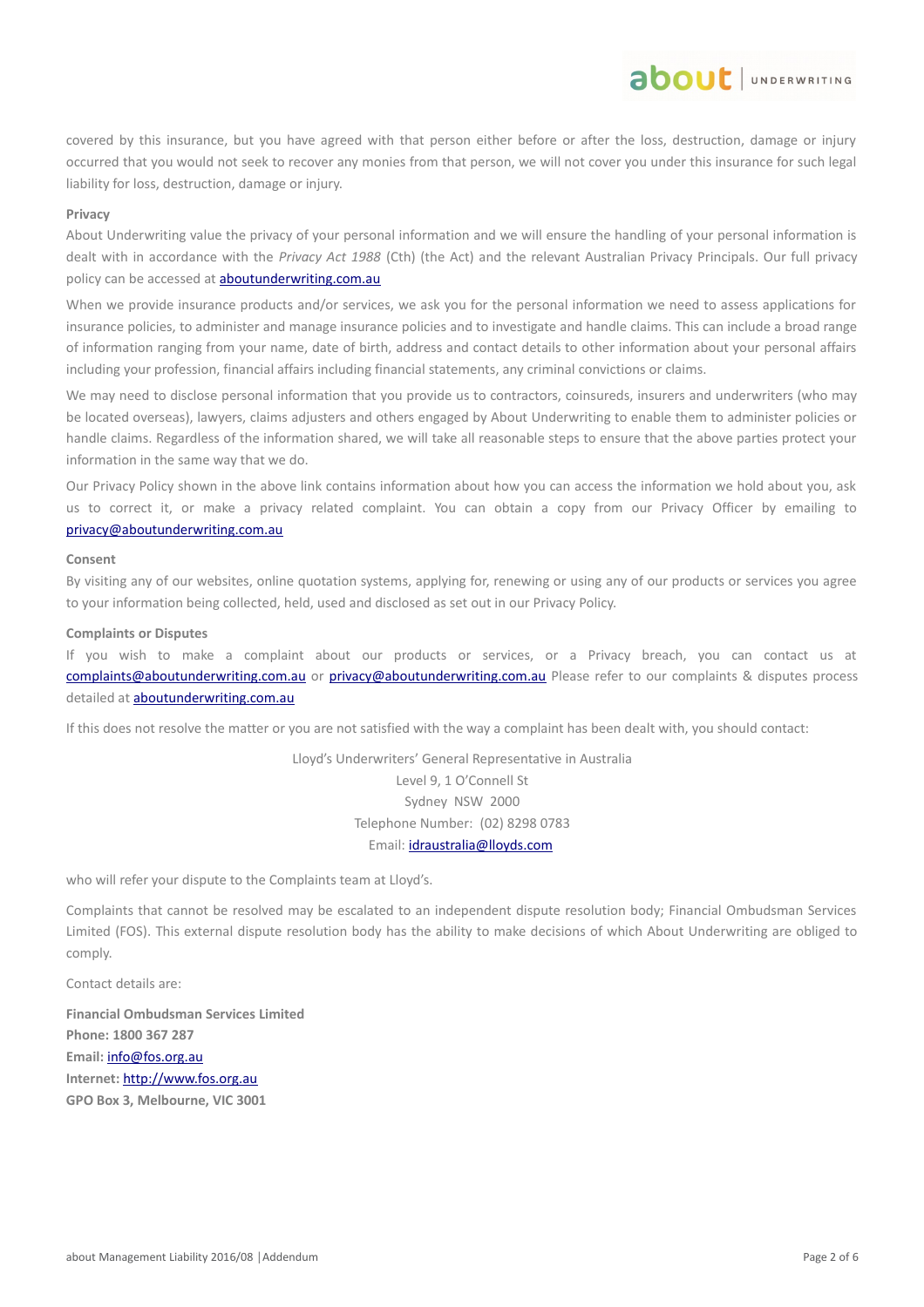covered by this insurance, but you have agreed with that person either before or after the loss, destruction, damage or injury occurred that you would not seek to recover any monies from that person, we will not cover you under this insurance for such legal liability for loss, destruction, damage or injury.

**Privacy**

About Underwriting value the privacy of your personal information and we will ensure the handling of your personal information is dealt with in accordance with the *Privacy Act 1988* (Cth) (the Act) and the relevant Australian Privacy Principals. Our full privacy policy can be accessed at aboutunderwriting.com.au

When we provide insurance products and/or services, we ask you for the personal information we need to assess applications for insurance policies, to administer and manage insurance policies and to investigate and handle claims. This can include a broad range of information ranging from your name, date of birth, address and contact details to other information about your personal affairs including your profession, financial affairs including financial statements, any criminal convictions or claims.

We may need to disclose personal information that you provide us to contractors, coinsureds, insurers and underwriters (who may be located overseas), lawyers, claims adjusters and others engaged by About Underwriting to enable them to administer policies or handle claims. Regardless of the information shared, we will take all reasonable steps to ensure that the above parties protect your information in the same way that we do.

Our Privacy Policy shown in the above link contains information about how you can access the information we hold about you, ask us to correct it, or make a privacy related complaint. You can obtain a copy from our Privacy Officer by emailing to privacy@aboutunderwriting.com.au

**Consent**

By visiting any of our websites, online quotation systems, applying for, renewing or using any of our products or services you agree to your information being collected, held, used and disclosed as set out in our Privacy Policy.

**Complaints or Disputes**

If you wish to make a complaint about our products or services, or a Privacy breach, you can contact us at complaints@aboutunderwriting.com.au or privacy@aboutunderwriting.com.au Please refer to our complaints & disputes process detailed at aboutunderwriting.com.au

If this does not resolve the matter or you are not satisfied with the way a complaint has been dealt with, you should contact:

Lloyd's Underwriters' General Representative in Australia
Level 9, 1 O'Connell St
Sydney NSW 2000
Telephone Number: (02) 8298 0783
Email: idraustralia@lloyds.com

who will refer your dispute to the Complaints team at Lloyd's.

Complaints that cannot be resolved may be escalated to an independent dispute resolution body; Financial Ombudsman Services Limited (FOS). This external dispute resolution body has the ability to make decisions of which About Underwriting are obliged to comply.

Contact details are:

**Financial Ombudsman Services Limited**
**Phone: 1800 367 287**
**Email:** info@fos.org.au
**Internet:** http://www.fos.org.au
**GPO Box 3, Melbourne, VIC 3001**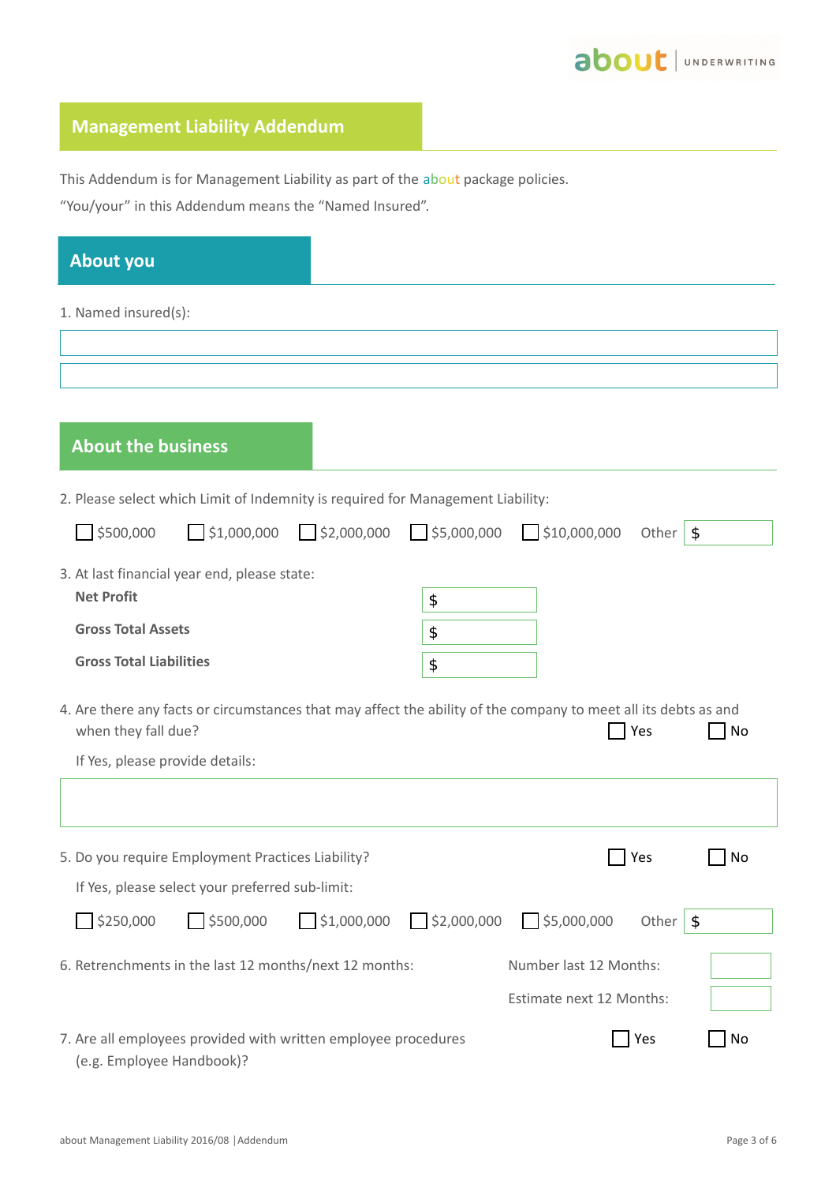# Management Liability Addendum

This Addendum is for Management Liability as part of the about package policies.

"You/your" in this Addendum means the "Named Insured".

## About you

1. Named insured(s):

## About the business

2. Please select which Limit of Indemnity is required for Management Liability:

☐ $500,000 ☐ $1,000,000 ☐ $2,000,000 ☐ $5,000,000 ☐ $10,000,000 Other $

3. At last financial year end, please state:

**Net Profit** $

**Gross Total Assets** $

**Gross Total Liabilities** $

4. Are there any facts or circumstances that may affect the ability of the company to meet all its debts as and when they fall due? ☐ Yes ☐ No

If Yes, please provide details:

5. Do you require Employment Practices Liability? ☐ Yes ☐ No

If Yes, please select your preferred sub-limit:

☐ $250,000 ☐ $500,000 ☐ $1,000,000 ☐ $2,000,000 ☐ $5,000,000 Other $

6. Retrenchments in the last 12 months/next 12 months:

Number last 12 Months:

Estimate next 12 Months:

7. Are all employees provided with written employee procedures (e.g. Employee Handbook)? ☐ Yes ☐ No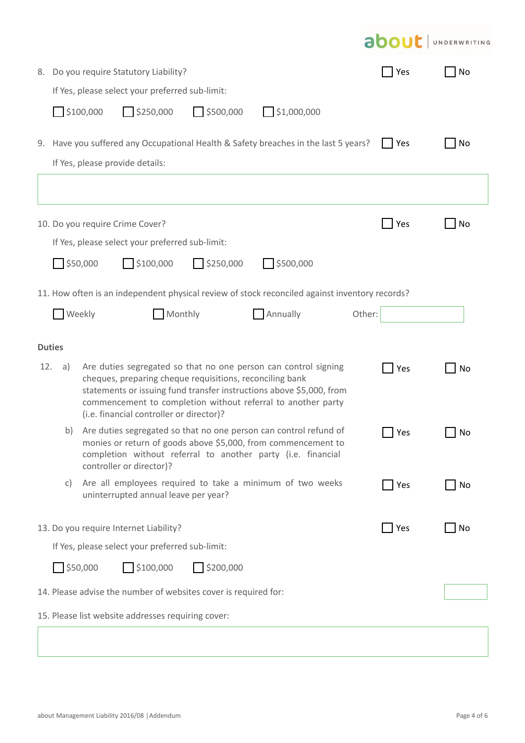8. Do you require Statutory Liability? ☐ Yes ☐ No

   If Yes, please select your preferred sub-limit:

   ☐ $100,000 ☐ $250,000 ☐ $500,000 ☐ $1,000,000

9. Have you suffered any Occupational Health & Safety breaches in the last 5 years? ☐ Yes ☐ No

   If Yes, please provide details:

   ______________________________________________

10. Do you require Crime Cover? ☐ Yes ☐ No

    If Yes, please select your preferred sub-limit:

    ☐ $50,000 ☐ $100,000 ☐ $250,000 ☐ $500,000

11. How often is an independent physical review of stock reconciled against inventory records?

    ☐ Weekly ☐ Monthly ☐ Annually Other: ____________

**Duties**

12. a) Are duties segregated so that no one person can control signing cheques, preparing cheque requisitions, reconciling bank statements or issuing fund transfer instructions above $5,000, from commencement to completion without referral to another party (i.e. financial controller or director)? ☐ Yes ☐ No

    b) Are duties segregated so that no one person can control refund of monies or return of goods above $5,000, from commencement to completion without referral to another party (i.e. financial controller or director)? ☐ Yes ☐ No

    c) Are all employees required to take a minimum of two weeks uninterrupted annual leave per year? ☐ Yes ☐ No

13. Do you require Internet Liability? ☐ Yes ☐ No

    If Yes, please select your preferred sub-limit:

    ☐ $50,000 ☐ $100,000 ☐ $200,000

14. Please advise the number of websites cover is required for: ____________

15. Please list website addresses requiring cover:

    ______________________________________________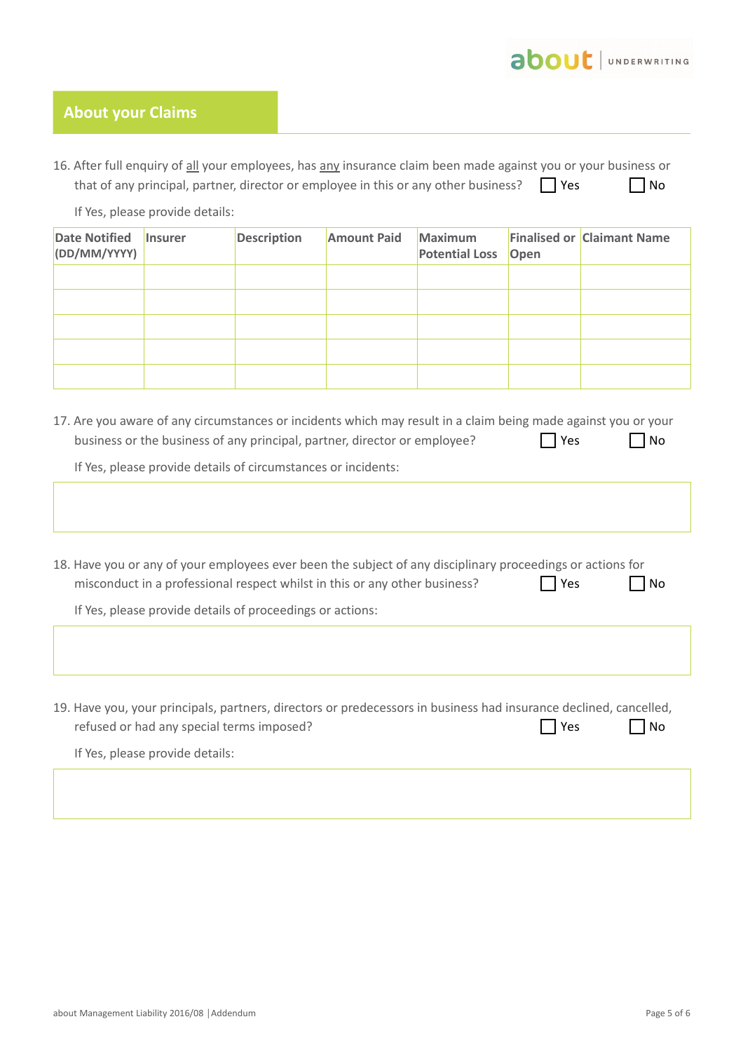## About your Claims

16. After full enquiry of <u>all</u> your employees, has <u>any</u> insurance claim been made against you or your business or that of any principal, partner, director or employee in this or any other business? ☐ Yes ☐ No

    If Yes, please provide details:

| Date Notified (DD/MM/YYYY) | Insurer | Description | Amount Paid | Maximum Potential Loss | Finalised or Open | Claimant Name |
|---|---|---|---|---|---|---|
| | | | | | | |
| | | | | | | |
| | | | | | | |
| | | | | | | |
| | | | | | | |

17. Are you aware of any circumstances or incidents which may result in a claim being made against you or your business or the business of any principal, partner, director or employee? ☐ Yes ☐ No

    If Yes, please provide details of circumstances or incidents:

18. Have you or any of your employees ever been the subject of any disciplinary proceedings or actions for misconduct in a professional respect whilst in this or any other business? ☐ Yes ☐ No

    If Yes, please provide details of proceedings or actions:

19. Have you, your principals, partners, directors or predecessors in business had insurance declined, cancelled, refused or had any special terms imposed? ☐ Yes ☐ No

    If Yes, please provide details: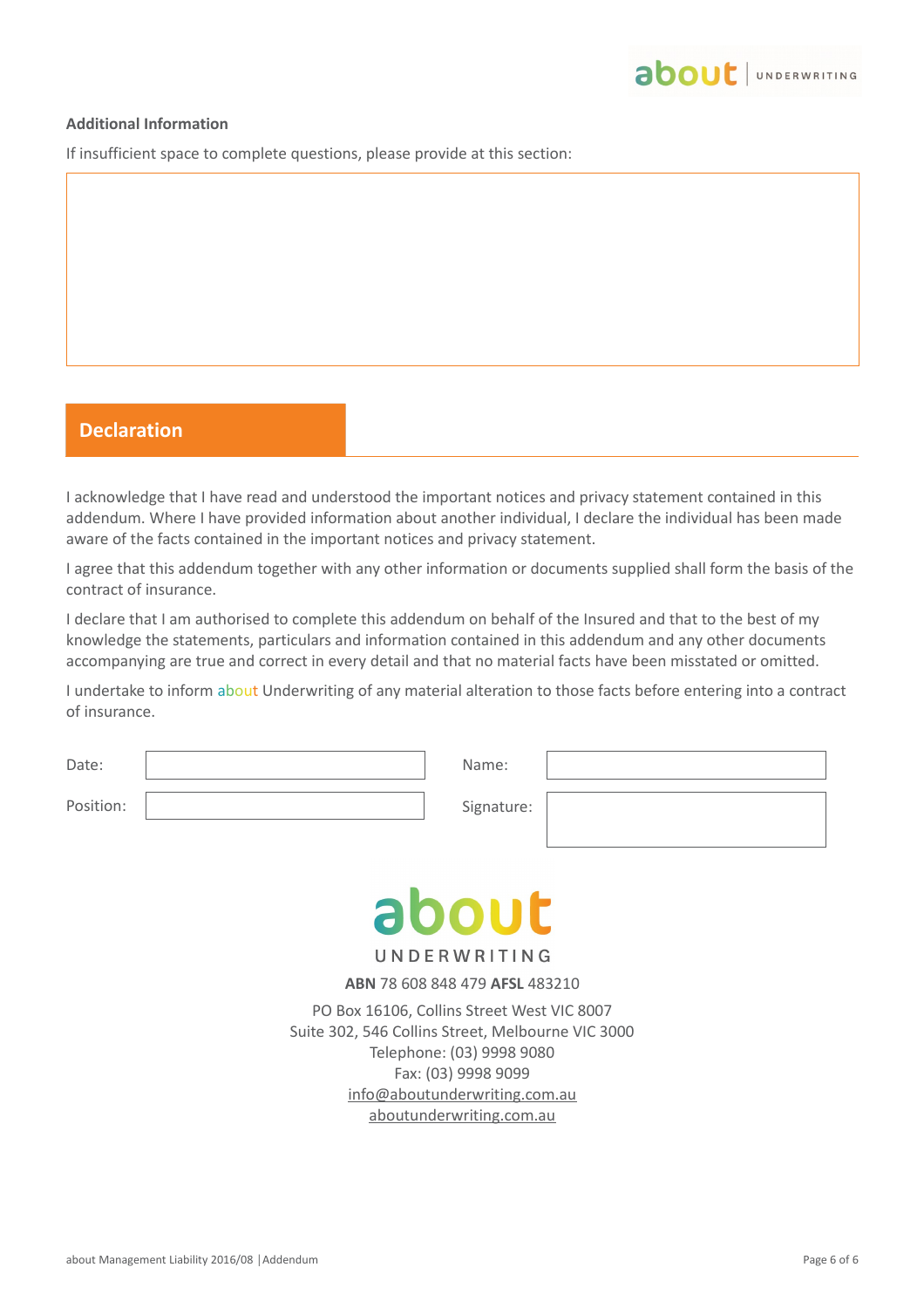**Additional Information**

If insufficient space to complete questions, please provide at this section:

## Declaration

I acknowledge that I have read and understood the important notices and privacy statement contained in this addendum. Where I have provided information about another individual, I declare the individual has been made aware of the facts contained in the important notices and privacy statement.

I agree that this addendum together with any other information or documents supplied shall form the basis of the contract of insurance.

I declare that I am authorised to complete this addendum on behalf of the Insured and that to the best of my knowledge the statements, particulars and information contained in this addendum and any other documents accompanying are true and correct in every detail and that no material facts have been misstated or omitted.

I undertake to inform about Underwriting of any material alteration to those facts before entering into a contract of insurance.

| | | | |
|---|---|---|---|
| Date: | | Name: | |
| Position: | | Signature: | |

about UNDERWRITING

**ABN** 78 608 848 479 **AFSL** 483210

PO Box 16106, Collins Street West VIC 8007
Suite 302, 546 Collins Street, Melbourne VIC 3000
Telephone: (03) 9998 9080
Fax: (03) 9998 9099
info@aboutunderwriting.com.au
aboutunderwriting.com.au